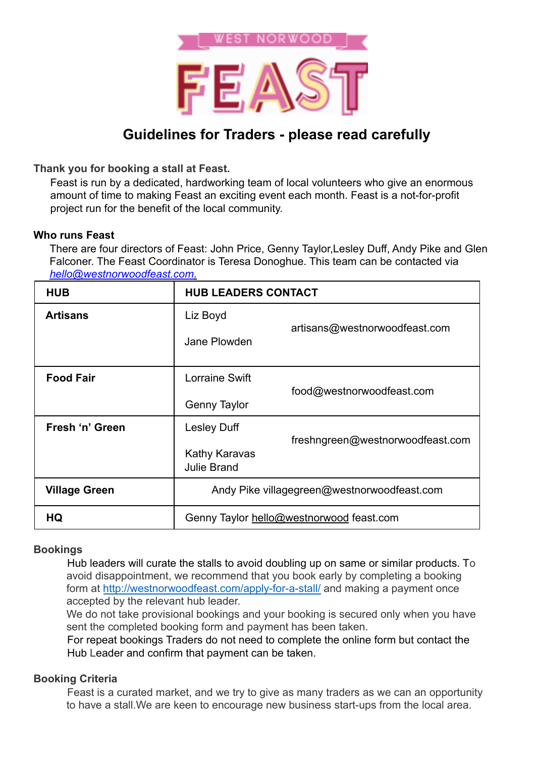WEST NORWOOD

# FEAST

## Guidelines for Traders - please read carefully

**Thank you for booking a stall at Feast.**

Feast is run by a dedicated, hardworking team of local volunteers who give an enormous amount of time to making Feast an exciting event each month. Feast is a not-for-profit project run for the benefit of the local community.

**Who runs Feast**

There are four directors of Feast: John Price, Genny Taylor,Lesley Duff, Andy Pike and Glen Falconer. The Feast Coordinator is Teresa Donoghue. This team can be contacted via *hello@westnorwoodfeast.com*.

| HUB | HUB LEADERS CONTACT | |
|---|---|---|
| **Artisans** | Liz Boyd<br>Jane Plowden | artisans@westnorwoodfeast.com |
| **Food Fair** | Lorraine Swift<br>Genny Taylor | food@westnorwoodfeast.com |
| **Fresh 'n' Green** | Lesley Duff<br>Kathy Karavas<br>Julie Brand | freshngreen@westnorwoodfeast.com |
| **Village Green** | Andy Pike villagegreen@westnorwoodfeast.com | |
| **HQ** | Genny Taylor hello@westnorwood feast.com | |

**Bookings**

Hub leaders will curate the stalls to avoid doubling up on same or similar products. To avoid disappointment, we recommend that you book early by completing a booking form at http://westnorwoodfeast.com/apply-for-a-stall/ and making a payment once accepted by the relevant hub leader.

We do not take provisional bookings and your booking is secured only when you have sent the completed booking form and payment has been taken.

For repeat bookings Traders do not need to complete the online form but contact the Hub Leader and confirm that payment can be taken.

**Booking Criteria**

Feast is a curated market, and we try to give as many traders as we can an opportunity to have a stall.We are keen to encourage new business start-ups from the local area.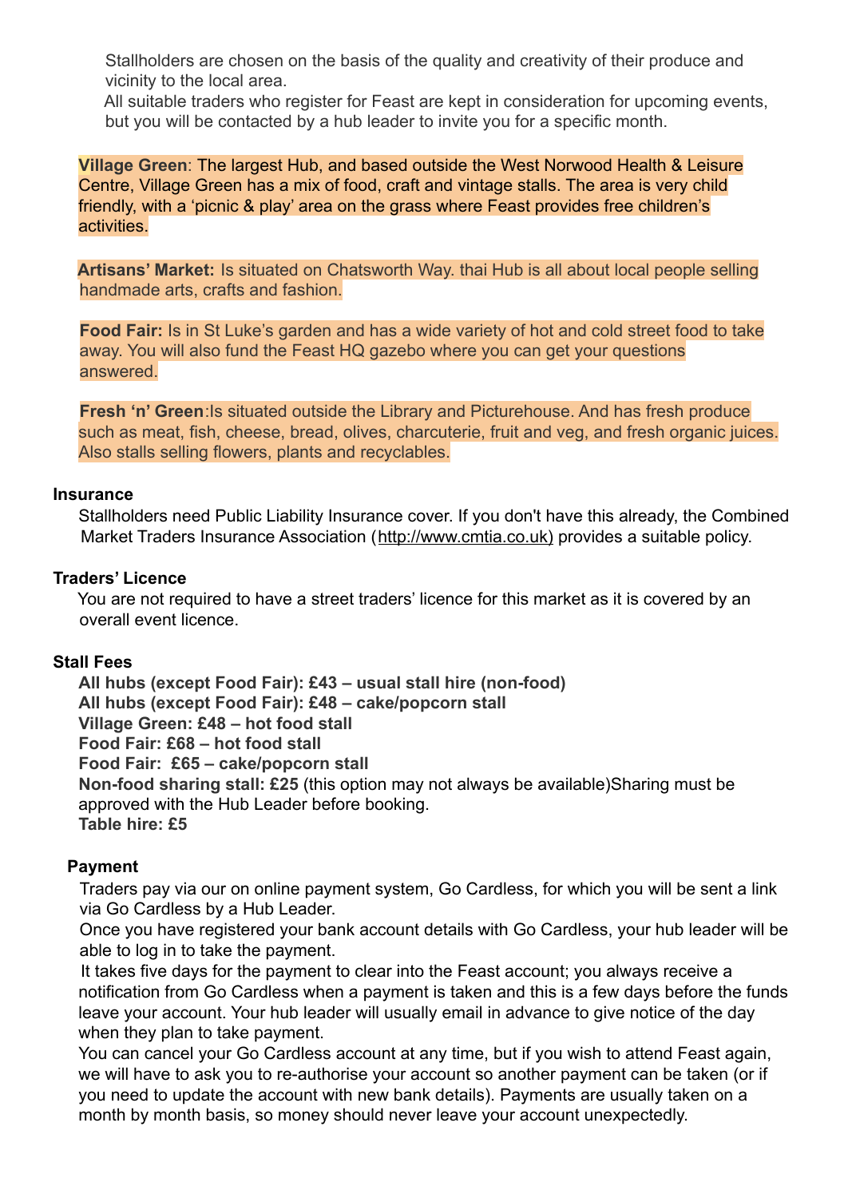Stallholders are chosen on the basis of the quality and creativity of their produce and vicinity to the local area.

All suitable traders who register for Feast are kept in consideration for upcoming events, but you will be contacted by a hub leader to invite you for a specific month.

**Village Green**: The largest Hub, and based outside the West Norwood Health & Leisure Centre, Village Green has a mix of food, craft and vintage stalls. The area is very child friendly, with a 'picnic & play' area on the grass where Feast provides free children's activities.

**Artisans' Market:** Is situated on Chatsworth Way. thai Hub is all about local people selling handmade arts, crafts and fashion.

**Food Fair:** Is in St Luke's garden and has a wide variety of hot and cold street food to take away. You will also fund the Feast HQ gazebo where you can get your questions answered.

**Fresh 'n' Green**:Is situated outside the Library and Picturehouse. And has fresh produce such as meat, fish, cheese, bread, olives, charcuterie, fruit and veg, and fresh organic juices. Also stalls selling flowers, plants and recyclables.

### Insurance

Stallholders need Public Liability Insurance cover. If you don't have this already, the Combined Market Traders Insurance Association (http://www.cmtia.co.uk) provides a suitable policy.

### Traders' Licence

You are not required to have a street traders' licence for this market as it is covered by an overall event licence.

### Stall Fees

**All hubs (except Food Fair): £43 – usual stall hire (non-food)**
**All hubs (except Food Fair): £48 – cake/popcorn stall**
**Village Green: £48 – hot food stall**
**Food Fair: £68 – hot food stall**
**Food Fair: £65 – cake/popcorn stall**
**Non-food sharing stall: £25** (this option may not always be available)Sharing must be approved with the Hub Leader before booking.
**Table hire: £5**

### Payment

Traders pay via our on online payment system, Go Cardless, for which you will be sent a link via Go Cardless by a Hub Leader.

Once you have registered your bank account details with Go Cardless, your hub leader will be able to log in to take the payment.

It takes five days for the payment to clear into the Feast account; you always receive a notification from Go Cardless when a payment is taken and this is a few days before the funds leave your account. Your hub leader will usually email in advance to give notice of the day when they plan to take payment.

You can cancel your Go Cardless account at any time, but if you wish to attend Feast again, we will have to ask you to re-authorise your account so another payment can be taken (or if you need to update the account with new bank details). Payments are usually taken on a month by month basis, so money should never leave your account unexpectedly.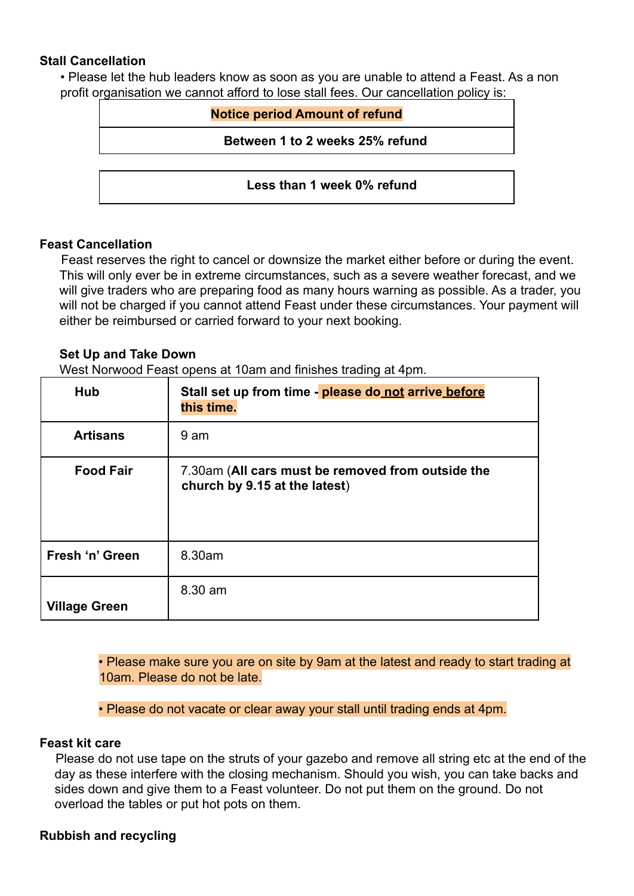### Stall Cancellation

- Please let the hub leaders know as soon as you are unable to attend a Feast. As a non profit organisation we cannot afford to lose stall fees. Our cancellation policy is:

| Notice period Amount of refund |
|---|
| Between 1 to 2 weeks 25% refund |
| Less than 1 week 0% refund |

### Feast Cancellation

Feast reserves the right to cancel or downsize the market either before or during the event. This will only ever be in extreme circumstances, such as a severe weather forecast, and we will give traders who are preparing food as many hours warning as possible. As a trader, you will not be charged if you cannot attend Feast under these circumstances. Your payment will either be reimbursed or carried forward to your next booking.

### Set Up and Take Down

West Norwood Feast opens at 10am and finishes trading at 4pm.

| Hub | Stall set up from time - **please do not arrive before this time.** |
|---|---|
| **Artisans** | 9 am |
| **Food Fair** | 7.30am (**All cars must be removed from outside the church by 9.15 at the latest**) |
| **Fresh 'n' Green** | 8.30am |
| **Village Green** | 8.30 am |

- Please make sure you are on site by 9am at the latest and ready to start trading at 10am. Please do not be late.
- Please do not vacate or clear away your stall until trading ends at 4pm.

### Feast kit care

Please do not use tape on the struts of your gazebo and remove all string etc at the end of the day as these interfere with the closing mechanism. Should you wish, you can take backs and sides down and give them to a Feast volunteer. Do not put them on the ground. Do not overload the tables or put hot pots on them.

### Rubbish and recycling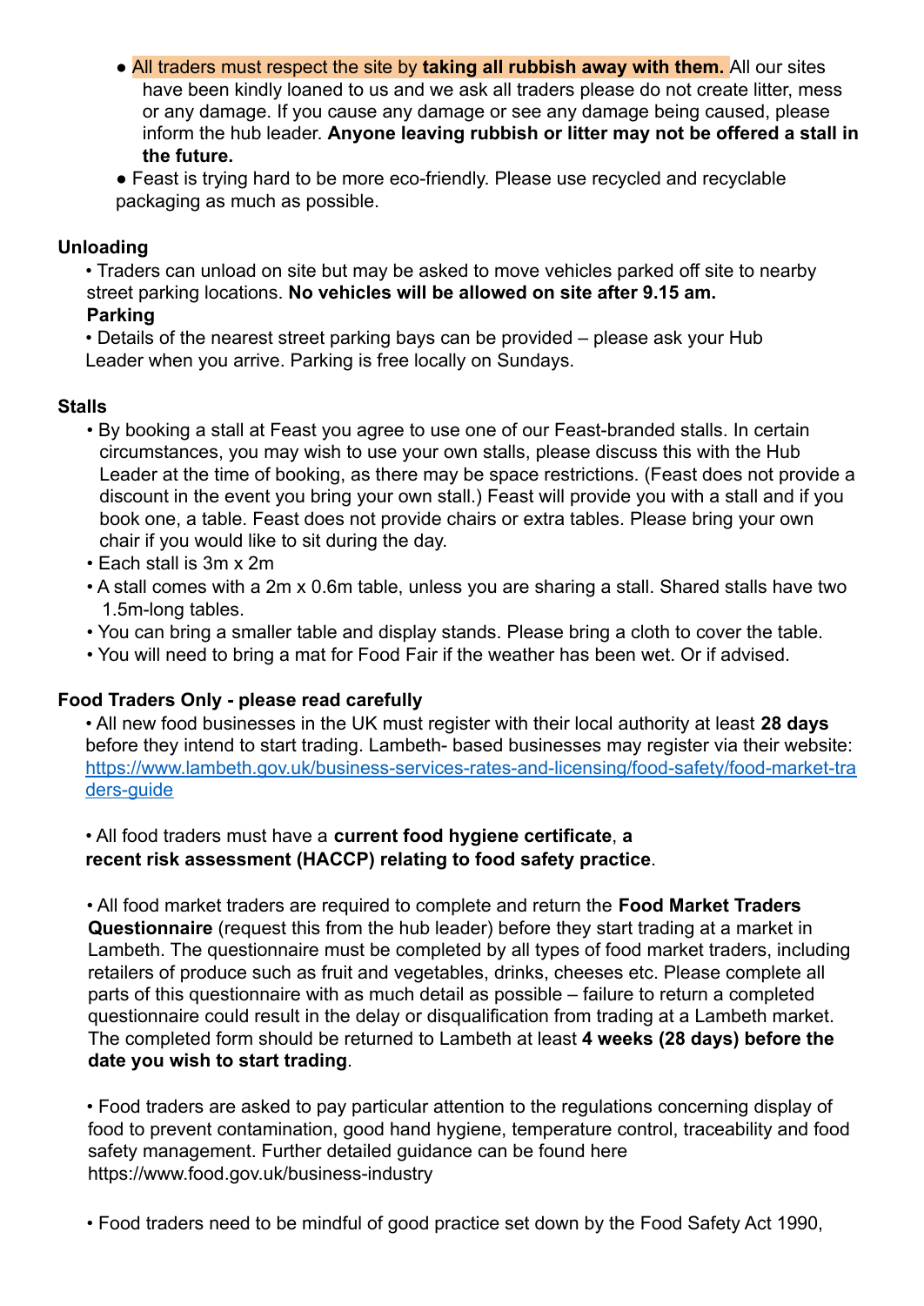- All traders must respect the site by **taking all rubbish away with them.** All our sites have been kindly loaned to us and we ask all traders please do not create litter, mess or any damage. If you cause any damage or see any damage being caused, please inform the hub leader. **Anyone leaving rubbish or litter may not be offered a stall in the future.**
- Feast is trying hard to be more eco-friendly. Please use recycled and recyclable packaging as much as possible.

**Unloading**

- Traders can unload on site but may be asked to move vehicles parked off site to nearby street parking locations. **No vehicles will be allowed on site after 9.15 am.**

**Parking**

- Details of the nearest street parking bays can be provided – please ask your Hub Leader when you arrive. Parking is free locally on Sundays.

**Stalls**

- By booking a stall at Feast you agree to use one of our Feast-branded stalls. In certain circumstances, you may wish to use your own stalls, please discuss this with the Hub Leader at the time of booking, as there may be space restrictions. (Feast does not provide a discount in the event you bring your own stall.) Feast will provide you with a stall and if you book one, a table. Feast does not provide chairs or extra tables. Please bring your own chair if you would like to sit during the day.
- Each stall is 3m x 2m
- A stall comes with a 2m x 0.6m table, unless you are sharing a stall. Shared stalls have two 1.5m-long tables.
- You can bring a smaller table and display stands. Please bring a cloth to cover the table.
- You will need to bring a mat for Food Fair if the weather has been wet. Or if advised.

**Food Traders Only - please read carefully**

- All new food businesses in the UK must register with their local authority at least **28 days** before they intend to start trading. Lambeth- based businesses may register via their website: https://www.lambeth.gov.uk/business-services-rates-and-licensing/food-safety/food-market-traders-guide

- All food traders must have a **current food hygiene certificate**, **a recent risk assessment (HACCP) relating to food safety practice**.

- All food market traders are required to complete and return the **Food Market Traders Questionnaire** (request this from the hub leader) before they start trading at a market in Lambeth. The questionnaire must be completed by all types of food market traders, including retailers of produce such as fruit and vegetables, drinks, cheeses etc. Please complete all parts of this questionnaire with as much detail as possible – failure to return a completed questionnaire could result in the delay or disqualification from trading at a Lambeth market. The completed form should be returned to Lambeth at least **4 weeks (28 days) before the date you wish to start trading**.

- Food traders are asked to pay particular attention to the regulations concerning display of food to prevent contamination, good hand hygiene, temperature control, traceability and food safety management. Further detailed guidance can be found here https://www.food.gov.uk/business-industry

- Food traders need to be mindful of good practice set down by the Food Safety Act 1990,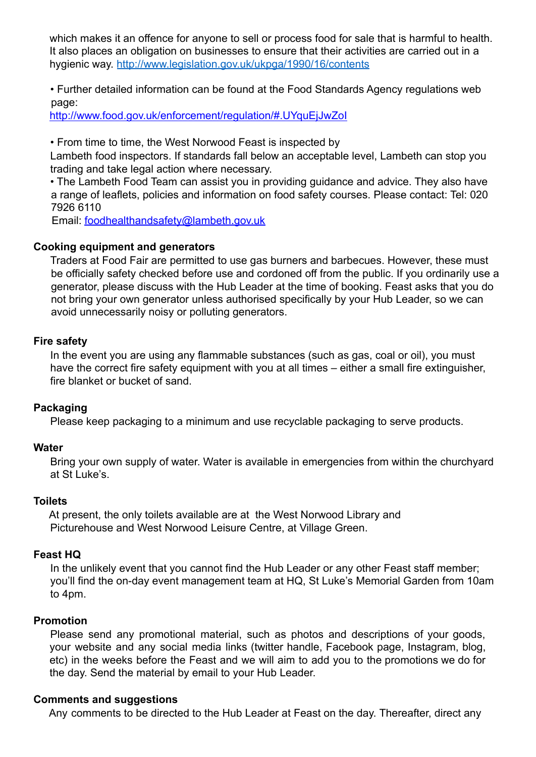which makes it an offence for anyone to sell or process food for sale that is harmful to health. It also places an obligation on businesses to ensure that their activities are carried out in a hygienic way. http://www.legislation.gov.uk/ukpga/1990/16/contents

- Further detailed information can be found at the Food Standards Agency regulations web page: http://www.food.gov.uk/enforcement/regulation/#.UYquEjJwZoI

- From time to time, the West Norwood Feast is inspected by Lambeth food inspectors. If standards fall below an acceptable level, Lambeth can stop you trading and take legal action where necessary.
- The Lambeth Food Team can assist you in providing guidance and advice. They also have a range of leaflets, policies and information on food safety courses. Please contact: Tel: 020 7926 6110
  Email: foodhealthandsafety@lambeth.gov.uk

**Cooking equipment and generators**

Traders at Food Fair are permitted to use gas burners and barbecues. However, these must be officially safety checked before use and cordoned off from the public. If you ordinarily use a generator, please discuss with the Hub Leader at the time of booking. Feast asks that you do not bring your own generator unless authorised specifically by your Hub Leader, so we can avoid unnecessarily noisy or polluting generators.

**Fire safety**

In the event you are using any flammable substances (such as gas, coal or oil), you must have the correct fire safety equipment with you at all times – either a small fire extinguisher, fire blanket or bucket of sand.

**Packaging**

Please keep packaging to a minimum and use recyclable packaging to serve products.

**Water**

Bring your own supply of water. Water is available in emergencies from within the churchyard at St Luke's.

**Toilets**

At present, the only toilets available are at the West Norwood Library and Picturehouse and West Norwood Leisure Centre, at Village Green.

**Feast HQ**

In the unlikely event that you cannot find the Hub Leader or any other Feast staff member; you'll find the on-day event management team at HQ, St Luke's Memorial Garden from 10am to 4pm.

**Promotion**

Please send any promotional material, such as photos and descriptions of your goods, your website and any social media links (twitter handle, Facebook page, Instagram, blog, etc) in the weeks before the Feast and we will aim to add you to the promotions we do for the day. Send the material by email to your Hub Leader.

**Comments and suggestions**

Any comments to be directed to the Hub Leader at Feast on the day. Thereafter, direct any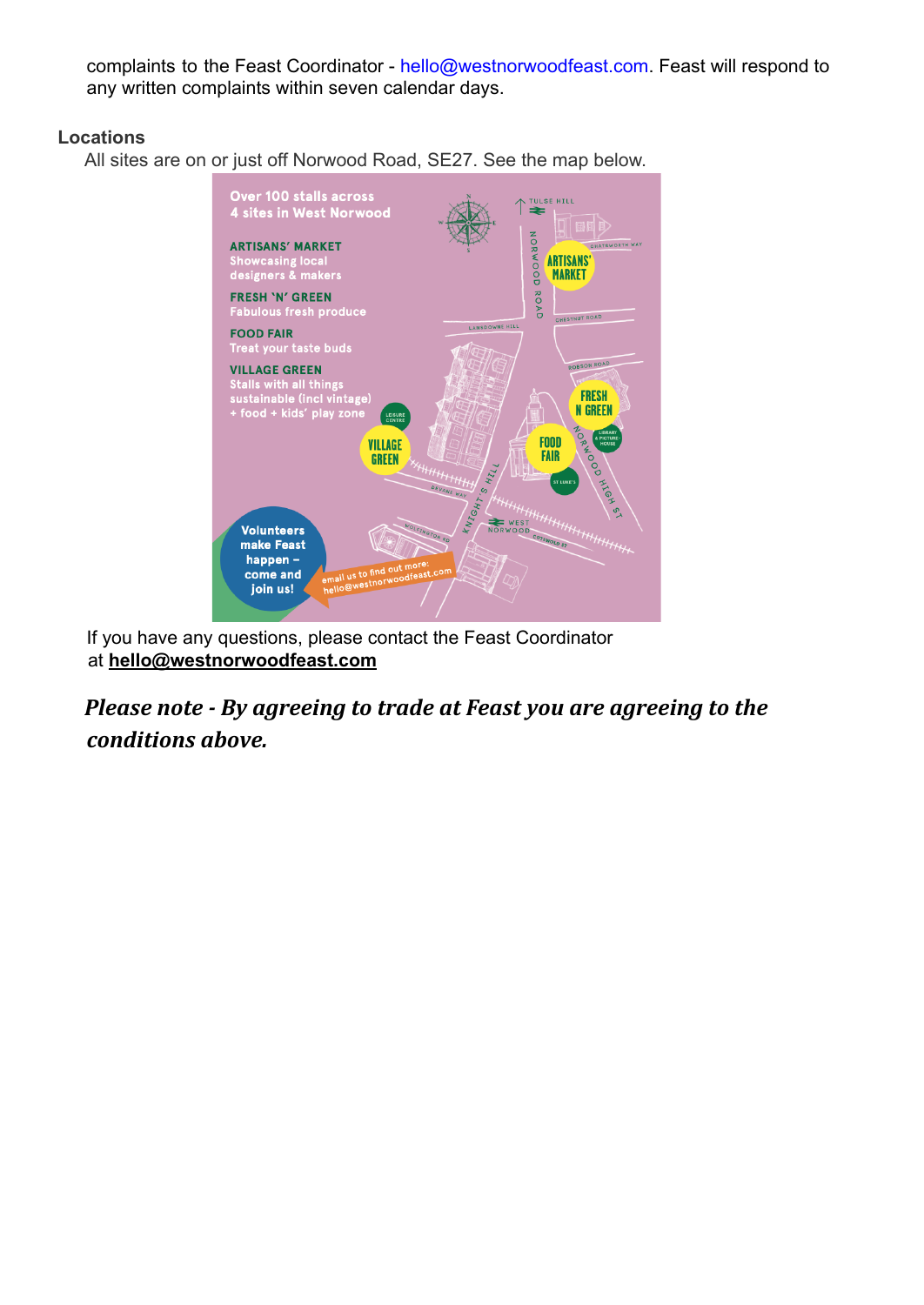complaints to the Feast Coordinator - hello@westnorwoodfeast.com. Feast will respond to any written complaints within seven calendar days.

### Locations

All sites are on or just off Norwood Road, SE27. See the map below.

Over 100 stalls across 4 sites in West Norwood

ARTISANS' MARKET
Showcasing local designers & makers

FRESH 'N' GREEN
Fabulous fresh produce

FOOD FAIR
Treat your taste buds

VILLAGE GREEN
Stalls with all things sustainable (incl vintage) + food + kids' play zone

Volunteers make Feast happen – come and join us!

email us to find out more: hello@westnorwoodfeast.com

TULSE HILL
NORWOOD ROAD
CHATSWORTH WAY
ARTISANS' MARKET
LANSDOWNE HILL
CHESTNUT ROAD
ROBSON ROAD
FRESH N GREEN
LEISURE CENTRE
VILLAGE GREEN
FOOD FAIR
LIBRARY & PICTURE-HOUSE
ST LUKE'S
NORWOOD HIGH ST
KNIGHT'S HILL
BRYANT WAY
WOLFINGTON RD
WEST NORWOOD
COTSWOLD ST

If you have any questions, please contact the Feast Coordinator at **hello@westnorwoodfeast.com**

***Please note - By agreeing to trade at Feast you are agreeing to the conditions above.***